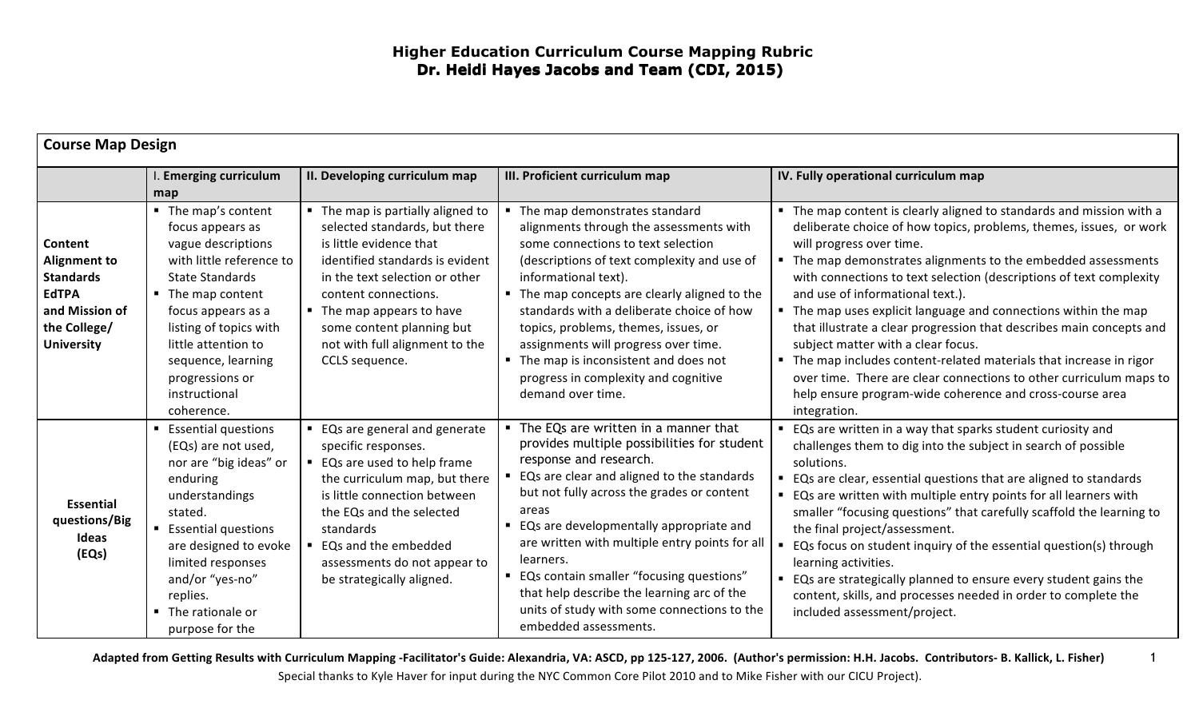# Higher Education Curriculum Course Mapping Rubric
## Dr. Heidi Hayes Jacobs and Team (CDI, 2015)

| **Course Map Design** | | | | |
|---|---|---|---|---|
| | I. **Emerging curriculum map** | **II. Developing curriculum map** | **III. Proficient curriculum map** | **IV. Fully operational curriculum map** |
| **Content Alignment to Standards EdTPA and Mission of the College/ University** | ▪ The map's content focus appears as vague descriptions with little reference to State Standards<br>▪ The map content focus appears as a listing of topics with little attention to sequence, learning progressions or instructional coherence. | ▪ The map is partially aligned to selected standards, but there is little evidence that identified standards is evident in the text selection or other content connections.<br>▪ The map appears to have some content planning but not with full alignment to the CCLS sequence. | ▪ The map demonstrates standard alignments through the assessments with some connections to text selection (descriptions of text complexity and use of informational text).<br>▪ The map concepts are clearly aligned to the standards with a deliberate choice of how topics, problems, themes, issues, or assignments will progress over time.<br>▪ The map is inconsistent and does not progress in complexity and cognitive demand over time. | ▪ The map content is clearly aligned to standards and mission with a deliberate choice of how topics, problems, themes, issues, or work will progress over time.<br>▪ The map demonstrates alignments to the embedded assessments with connections to text selection (descriptions of text complexity and use of informational text.).<br>▪ The map uses explicit language and connections within the map that illustrate a clear progression that describes main concepts and subject matter with a clear focus.<br>▪ The map includes content-related materials that increase in rigor over time. There are clear connections to other curriculum maps to help ensure program-wide coherence and cross-course area integration. |
| **Essential questions/Big Ideas (EQs)** | ▪ Essential questions (EQs) are not used, nor are "big ideas" or enduring understandings stated.<br>▪ Essential questions are designed to evoke limited responses and/or "yes-no" replies.<br>▪ The rationale or purpose for the | ▪ EQs are general and generate specific responses.<br>▪ EQs are used to help frame the curriculum map, but there is little connection between the EQs and the selected standards<br>▪ EQs and the embedded assessments do not appear to be strategically aligned. | ▪ The EQs are written in a manner that provides multiple possibilities for student response and research.<br>▪ EQs are clear and aligned to the standards but not fully across the grades or content areas<br>▪ EQs are developmentally appropriate and are written with multiple entry points for all learners.<br>▪ EQs contain smaller "focusing questions" that help describe the learning arc of the units of study with some connections to the embedded assessments. | ▪ EQs are written in a way that sparks student curiosity and challenges them to dig into the subject in search of possible solutions.<br>▪ EQs are clear, essential questions that are aligned to standards<br>▪ EQs are written with multiple entry points for all learners with smaller "focusing questions" that carefully scaffold the learning to the final project/assessment.<br>▪ EQs focus on student inquiry of the essential question(s) through learning activities.<br>▪ EQs are strategically planned to ensure every student gains the content, skills, and processes needed in order to complete the included assessment/project. |

**Adapted from Getting Results with Curriculum Mapping -Facilitator's Guide: Alexandria, VA: ASCD, pp 125-127, 2006. (Author's permission: H.H. Jacobs. Contributors- B. Kallick, L. Fisher)**

Special thanks to Kyle Haver for input during the NYC Common Core Pilot 2010 and to Mike Fisher with our CICU Project).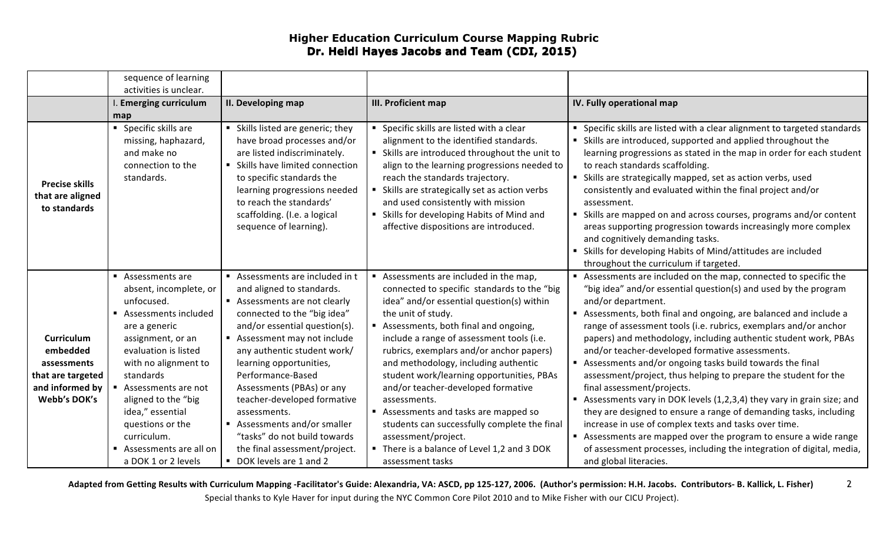# Higher Education Curriculum Course Mapping Rubric
## Dr. Heidi Hayes Jacobs and Team (CDI, 2015)

| | I. Emerging curriculum map | II. Developing map | III. Proficient map | IV. Fully operational map |
|---|---|---|---|---|
| | sequence of learning activities is unclear. | | | |
| **Precise skills that are aligned to standards** | ▪ Specific skills are missing, haphazard, and make no connection to the standards. | ▪ Skills listed are generic; they have broad processes and/or are listed indiscriminately. ▪ Skills have limited connection to specific standards the learning progressions needed to reach the standards' scaffolding. (I.e. a logical sequence of learning). | ▪ Specific skills are listed with a clear alignment to the identified standards. ▪ Skills are introduced throughout the unit to align to the learning progressions needed to reach the standards trajectory. ▪ Skills are strategically set as action verbs and used consistently with mission ▪ Skills for developing Habits of Mind and affective dispositions are introduced. | ▪ Specific skills are listed with a clear alignment to targeted standards ▪ Skills are introduced, supported and applied throughout the learning progressions as stated in the map in order for each student to reach standards scaffolding. ▪ Skills are strategically mapped, set as action verbs, used consistently and evaluated within the final project and/or assessment. ▪ Skills are mapped on and across courses, programs and/or content areas supporting progression towards increasingly more complex and cognitively demanding tasks. ▪ Skills for developing Habits of Mind/attitudes are included throughout the curriculum if targeted. |
| **Curriculum embedded assessments that are targeted and informed by Webb's DOK's** | ▪ Assessments are absent, incomplete, or unfocused. ▪ Assessments included are a generic assignment, or an evaluation is listed with no alignment to standards ▪ Assessments are not aligned to the "big idea," essential questions or the curriculum. ▪ Assessments are all on a DOK 1 or 2 levels | ▪ Assessments are included in t and aligned to standards. ▪ Assessments are not clearly connected to the "big idea" and/or essential question(s). ▪ Assessment may not include any authentic student work/ learning opportunities, Performance-Based Assessments (PBAs) or any teacher-developed formative assessments. ▪ Assessments and/or smaller "tasks" do not build towards the final assessment/project. ▪ DOK levels are 1 and 2 | ▪ Assessments are included in the map, connected to specific standards to the "big idea" and/or essential question(s) within the unit of study. ▪ Assessments, both final and ongoing, include a range of assessment tools (i.e. rubrics, exemplars and/or anchor papers) and methodology, including authentic student work/learning opportunities, PBAs and/or teacher-developed formative assessments. ▪ Assessments and tasks are mapped so students can successfully complete the final assessment/project. ▪ There is a balance of Level 1,2 and 3 DOK assessment tasks | ▪ Assessments are included on the map, connected to specific the "big idea" and/or essential question(s) and used by the program and/or department. ▪ Assessments, both final and ongoing, are balanced and include a range of assessment tools (i.e. rubrics, exemplars and/or anchor papers) and methodology, including authentic student work, PBAs and/or teacher-developed formative assessments. ▪ Assessments and/or ongoing tasks build towards the final assessment/project, thus helping to prepare the student for the final assessment/projects. ▪ Assessments vary in DOK levels (1,2,3,4) they vary in grain size; and they are designed to ensure a range of demanding tasks, including increase in use of complex texts and tasks over time. ▪ Assessments are mapped over the program to ensure a wide range of assessment processes, including the integration of digital, media, and global literacies. |

**Adapted from Getting Results with Curriculum Mapping -Facilitator's Guide: Alexandria, VA: ASCD, pp 125-127, 2006. (Author's permission: H.H. Jacobs. Contributors- B. Kallick, L. Fisher)**
Special thanks to Kyle Haver for input during the NYC Common Core Pilot 2010 and to Mike Fisher with our CICU Project).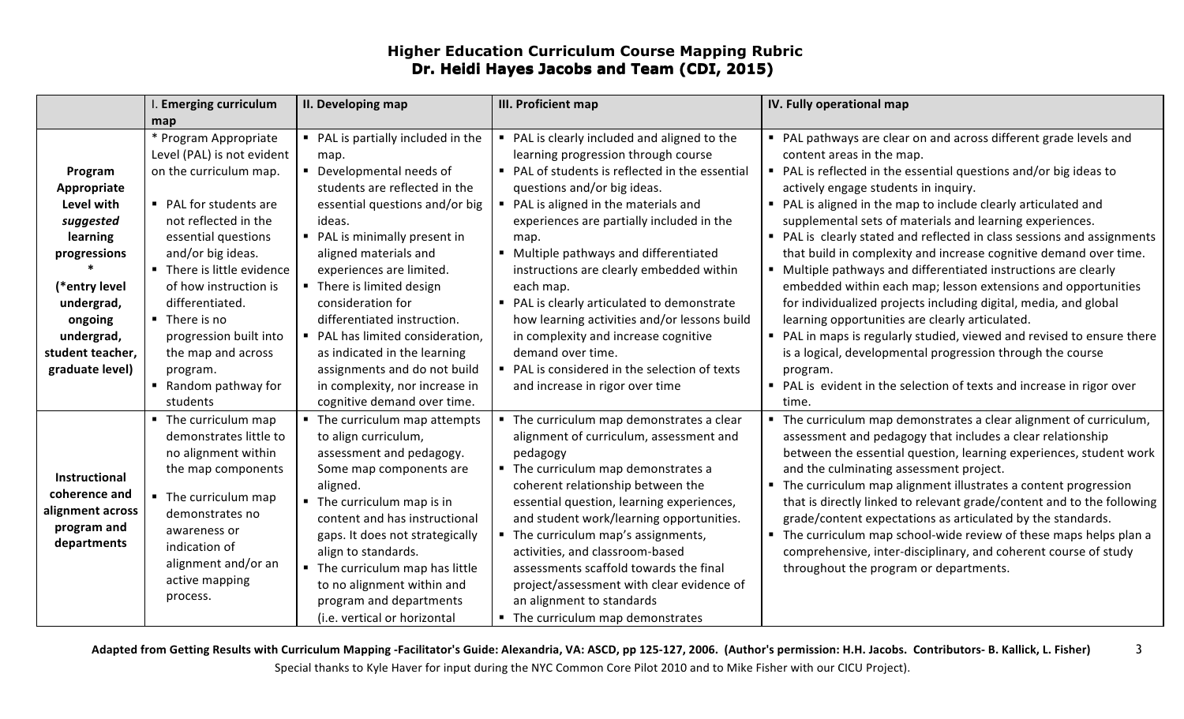## Higher Education Curriculum Course Mapping Rubric
## Dr. Heidi Hayes Jacobs and Team (CDI, 2015)

| | I. **Emerging curriculum map** | **II. Developing map** | **III. Proficient map** | **IV. Fully operational map** |
|---|---|---|---|---|
| **Program Appropriate Level with *suggested* learning progressions * (*entry level undergrad, ongoing undergrad, student teacher, graduate level)** | * Program Appropriate Level (PAL) is not evident on the curriculum map. <br> ▪ PAL for students are not reflected in the essential questions and/or big ideas. <br> ▪ There is little evidence of how instruction is differentiated. <br> ▪ There is no progression built into the map and across program. <br> ▪ Random pathway for students | ▪ PAL is partially included in the map. <br> ▪ Developmental needs of students are reflected in the essential questions and/or big ideas. <br> ▪ PAL is minimally present in aligned materials and experiences are limited. <br> ▪ There is limited design consideration for differentiated instruction. <br> ▪ PAL has limited consideration, as indicated in the learning assignments and do not build in complexity, nor increase in cognitive demand over time. | ▪ PAL is clearly included and aligned to the learning progression through course <br> ▪ PAL of students is reflected in the essential questions and/or big ideas. <br> ▪ PAL is aligned in the materials and experiences are partially included in the map. <br> ▪ Multiple pathways and differentiated instructions are clearly embedded within each map. <br> ▪ PAL is clearly articulated to demonstrate how learning activities and/or lessons build in complexity and increase cognitive demand over time. <br> ▪ PAL is considered in the selection of texts and increase in rigor over time | ▪ PAL pathways are clear on and across different grade levels and content areas in the map. <br> ▪ PAL is reflected in the essential questions and/or big ideas to actively engage students in inquiry. <br> ▪ PAL is aligned in the map to include clearly articulated and supplemental sets of materials and learning experiences. <br> ▪ PAL is clearly stated and reflected in class sessions and assignments that build in complexity and increase cognitive demand over time. <br> ▪ Multiple pathways and differentiated instructions are clearly embedded within each map; lesson extensions and opportunities for individualized projects including digital, media, and global learning opportunities are clearly articulated. <br> ▪ PAL in maps is regularly studied, viewed and revised to ensure there is a logical, developmental progression through the course program. <br> ▪ PAL is evident in the selection of texts and increase in rigor over time. |
| **Instructional coherence and alignment across program and departments** | ▪ The curriculum map demonstrates little to no alignment within the map components <br> ▪ The curriculum map demonstrates no awareness or indication of alignment and/or an active mapping process. | ▪ The curriculum map attempts to align curriculum, assessment and pedagogy. Some map components are aligned. <br> ▪ The curriculum map is in content and has instructional gaps. It does not strategically align to standards. <br> ▪ The curriculum map has little to no alignment within and program and departments (i.e. vertical or horizontal | ▪ The curriculum map demonstrates a clear alignment of curriculum, assessment and pedagogy <br> ▪ The curriculum map demonstrates a coherent relationship between the essential question, learning experiences, and student work/learning opportunities. <br> ▪ The curriculum map's assignments, activities, and classroom-based assessments scaffold towards the final project/assessment with clear evidence of an alignment to standards <br> ▪ The curriculum map demonstrates | ▪ The curriculum map demonstrates a clear alignment of curriculum, assessment and pedagogy that includes a clear relationship between the essential question, learning experiences, student work and the culminating assessment project. <br> ▪ The curriculum map alignment illustrates a content progression that is directly linked to relevant grade/content and to the following grade/content expectations as articulated by the standards. <br> ▪ The curriculum map school-wide review of these maps helps plan a comprehensive, inter-disciplinary, and coherent course of study throughout the program or departments. |

**Adapted from Getting Results with Curriculum Mapping -Facilitator's Guide: Alexandria, VA: ASCD, pp 125-127, 2006. (Author's permission: H.H. Jacobs. Contributors- B. Kallick, L. Fisher)**

Special thanks to Kyle Haver for input during the NYC Common Core Pilot 2010 and to Mike Fisher with our CICU Project).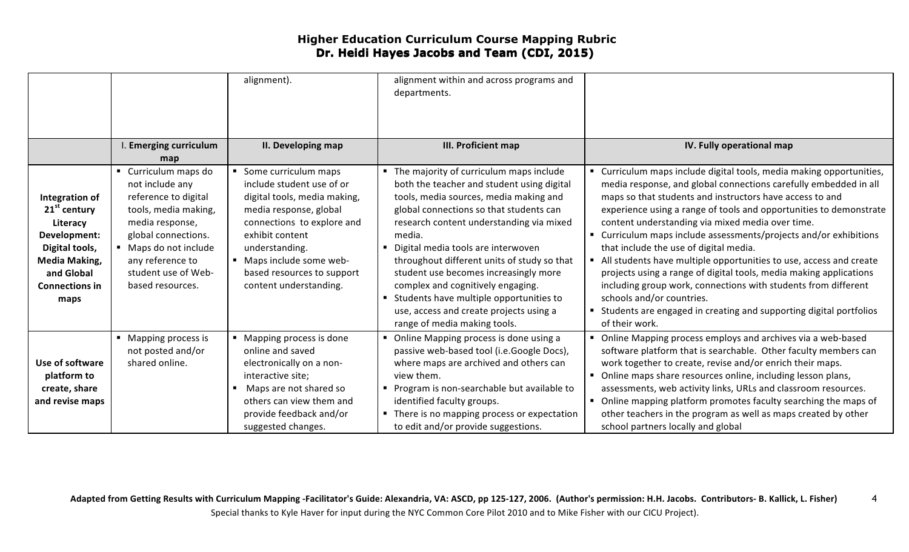# Higher Education Curriculum Course Mapping Rubric
## Dr. Heidi Hayes Jacobs and Team (CDI, 2015)

| | | | | |
|---|---|---|---|---|
| | | alignment). | alignment within and across programs and departments. | |
| | **I. Emerging curriculum map** | **II. Developing map** | **III. Proficient map** | **IV. Fully operational map** |
| **Integration of 21st century Literacy Development: Digital tools, Media Making, and Global Connections in maps** | ▪ Curriculum maps do not include any reference to digital tools, media making, media response, global connections.<br>▪ Maps do not include any reference to student use of Web-based resources. | ▪ Some curriculum maps include student use of or digital tools, media making, media response, global connections to explore and exhibit content understanding.<br>▪ Maps include some web-based resources to support content understanding. | ▪ The majority of curriculum maps include both the teacher and student using digital tools, media sources, media making and global connections so that students can research content understanding via mixed media.<br>▪ Digital media tools are interwoven throughout different units of study so that student use becomes increasingly more complex and cognitively engaging.<br>▪ Students have multiple opportunities to use, access and create projects using a range of media making tools. | ▪ Curriculum maps include digital tools, media making opportunities, media response, and global connections carefully embedded in all maps so that students and instructors have access to and experience using a range of tools and opportunities to demonstrate content understanding via mixed media over time.<br>▪ Curriculum maps include assessments/projects and/or exhibitions that include the use of digital media.<br>▪ All students have multiple opportunities to use, access and create projects using a range of digital tools, media making applications including group work, connections with students from different schools and/or countries.<br>▪ Students are engaged in creating and supporting digital portfolios of their work. |
| **Use of software platform to create, share and revise maps** | ▪ Mapping process is not posted and/or shared online. | ▪ Mapping process is done online and saved electronically on a non-interactive site;<br>▪ Maps are not shared so others can view them and provide feedback and/or suggested changes. | ▪ Online Mapping process is done using a passive web-based tool (i.e.Google Docs), where maps are archived and others can view them.<br>▪ Program is non-searchable but available to identified faculty groups.<br>▪ There is no mapping process or expectation to edit and/or provide suggestions. | ▪ Online Mapping process employs and archives via a web-based software platform that is searchable. Other faculty members can work together to create, revise and/or enrich their maps.<br>▪ Online maps share resources online, including lesson plans, assessments, web activity links, URLs and classroom resources.<br>▪ Online mapping platform promotes faculty searching the maps of other teachers in the program as well as maps created by other school partners locally and global |

**Adapted from Getting Results with Curriculum Mapping -Facilitator's Guide: Alexandria, VA: ASCD, pp 125-127, 2006. (Author's permission: H.H. Jacobs. Contributors- B. Kallick, L. Fisher)**

Special thanks to Kyle Haver for input during the NYC Common Core Pilot 2010 and to Mike Fisher with our CICU Project).